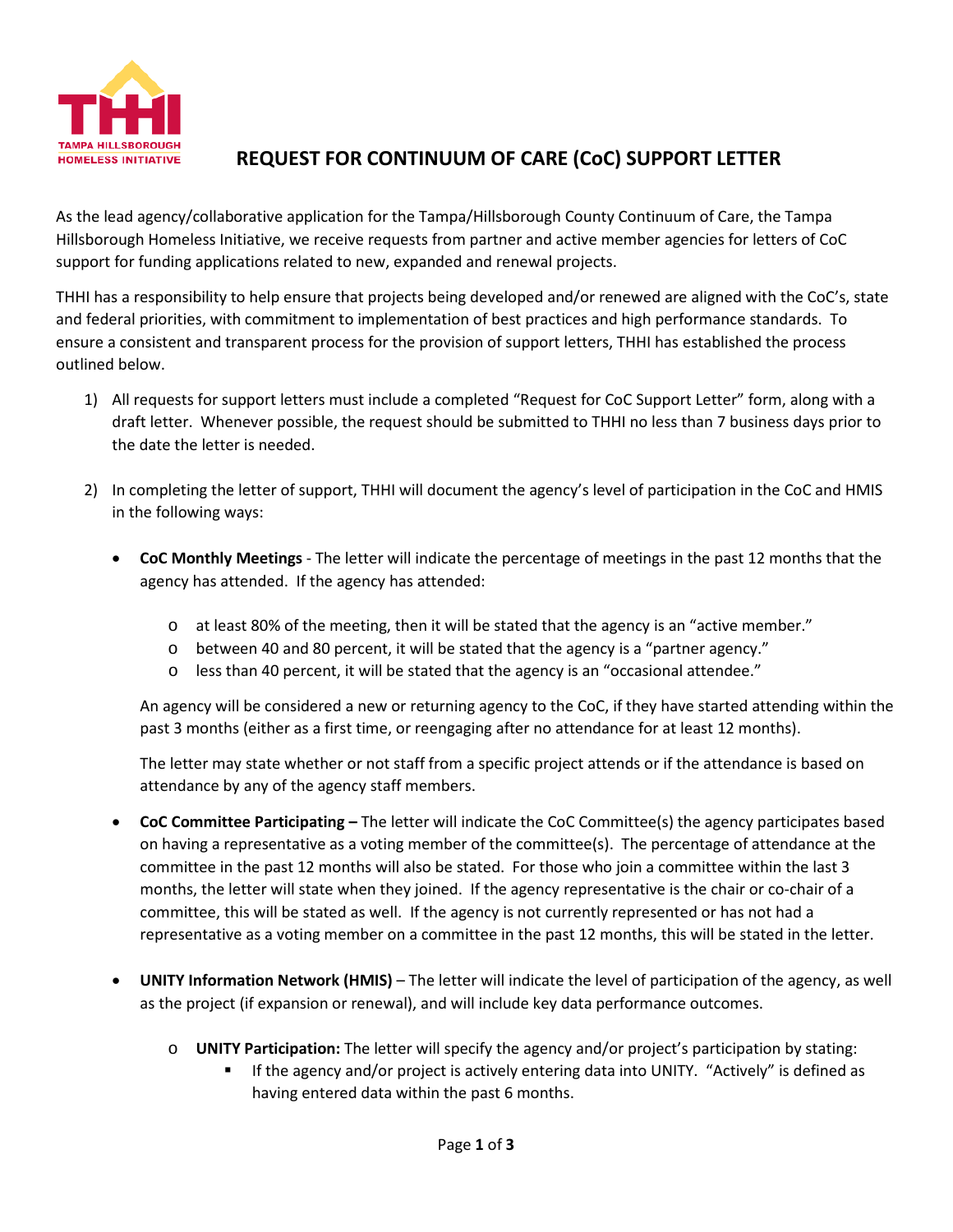TAMPA HILLSBOROUGH HOMELESS INITIATIVE

# REQUEST FOR CONTINUUM OF CARE (CoC) SUPPORT LETTER

As the lead agency/collaborative application for the Tampa/Hillsborough County Continuum of Care, the Tampa Hillsborough Homeless Initiative, we receive requests from partner and active member agencies for letters of CoC support for funding applications related to new, expanded and renewal projects.

THHI has a responsibility to help ensure that projects being developed and/or renewed are aligned with the CoC's, state and federal priorities, with commitment to implementation of best practices and high performance standards. To ensure a consistent and transparent process for the provision of support letters, THHI has established the process outlined below.

1) All requests for support letters must include a completed "Request for CoC Support Letter" form, along with a draft letter. Whenever possible, the request should be submitted to THHI no less than 7 business days prior to the date the letter is needed.

2) In completing the letter of support, THHI will document the agency's level of participation in the CoC and HMIS in the following ways:

   - **CoC Monthly Meetings** - The letter will indicate the percentage of meetings in the past 12 months that the agency has attended. If the agency has attended:

     - at least 80% of the meeting, then it will be stated that the agency is an "active member."
     - between 40 and 80 percent, it will be stated that the agency is a "partner agency."
     - less than 40 percent, it will be stated that the agency is an "occasional attendee."

     An agency will be considered a new or returning agency to the CoC, if they have started attending within the past 3 months (either as a first time, or reengaging after no attendance for at least 12 months).

     The letter may state whether or not staff from a specific project attends or if the attendance is based on attendance by any of the agency staff members.

   - **CoC Committee Participating –** The letter will indicate the CoC Committee(s) the agency participates based on having a representative as a voting member of the committee(s). The percentage of attendance at the committee in the past 12 months will also be stated. For those who join a committee within the last 3 months, the letter will state when they joined. If the agency representative is the chair or co-chair of a committee, this will be stated as well. If the agency is not currently represented or has not had a representative as a voting member on a committee in the past 12 months, this will be stated in the letter.

   - **UNITY Information Network (HMIS)** – The letter will indicate the level of participation of the agency, as well as the project (if expansion or renewal), and will include key data performance outcomes.

     - **UNITY Participation:** The letter will specify the agency and/or project's participation by stating:
       - If the agency and/or project is actively entering data into UNITY. "Actively" is defined as having entered data within the past 6 months.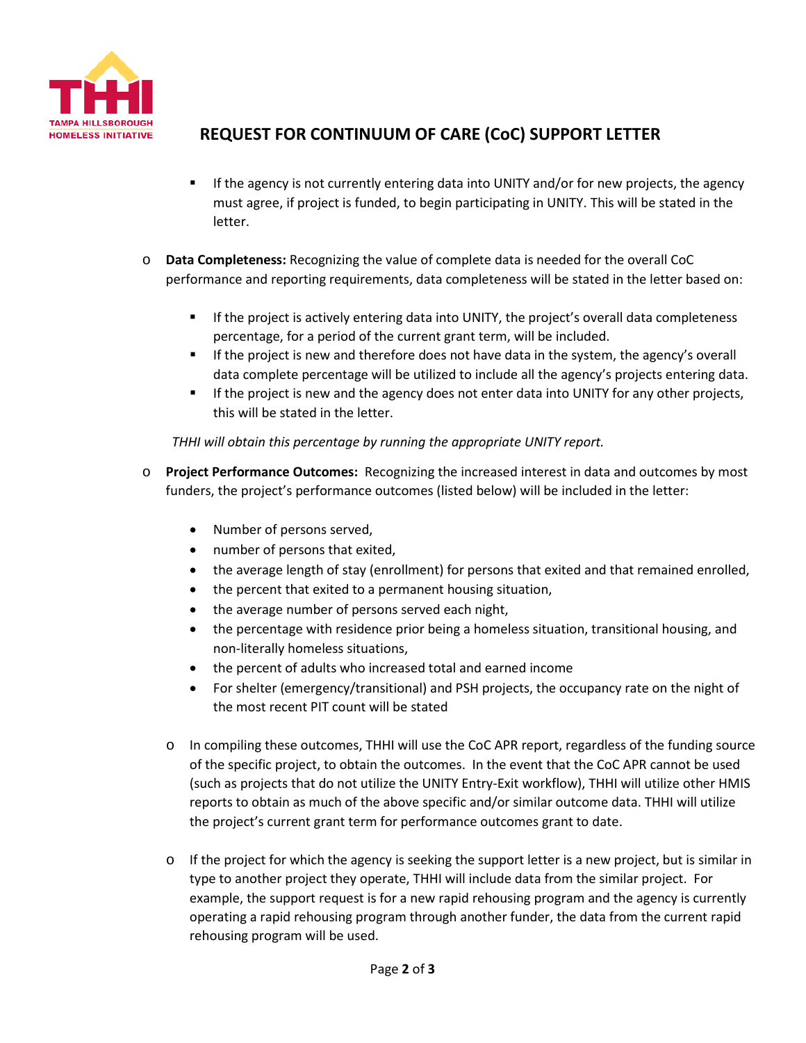- If the agency is not currently entering data into UNITY and/or for new projects, the agency must agree, if project is funded, to begin participating in UNITY. This will be stated in the letter.

- **Data Completeness:** Recognizing the value of complete data is needed for the overall CoC performance and reporting requirements, data completeness will be stated in the letter based on:

  - If the project is actively entering data into UNITY, the project's overall data completeness percentage, for a period of the current grant term, will be included.
  - If the project is new and therefore does not have data in the system, the agency's overall data complete percentage will be utilized to include all the agency's projects entering data.
  - If the project is new and the agency does not enter data into UNITY for any other projects, this will be stated in the letter.

  *THHI will obtain this percentage by running the appropriate UNITY report.*

- **Project Performance Outcomes:** Recognizing the increased interest in data and outcomes by most funders, the project's performance outcomes (listed below) will be included in the letter:

  - Number of persons served,
  - number of persons that exited,
  - the average length of stay (enrollment) for persons that exited and that remained enrolled,
  - the percent that exited to a permanent housing situation,
  - the average number of persons served each night,
  - the percentage with residence prior being a homeless situation, transitional housing, and non-literally homeless situations,
  - the percent of adults who increased total and earned income
  - For shelter (emergency/transitional) and PSH projects, the occupancy rate on the night of the most recent PIT count will be stated

  - In compiling these outcomes, THHI will use the CoC APR report, regardless of the funding source of the specific project, to obtain the outcomes. In the event that the CoC APR cannot be used (such as projects that do not utilize the UNITY Entry-Exit workflow), THHI will utilize other HMIS reports to obtain as much of the above specific and/or similar outcome data. THHI will utilize the project's current grant term for performance outcomes grant to date.

  - If the project for which the agency is seeking the support letter is a new project, but is similar in type to another project they operate, THHI will include data from the similar project. For example, the support request is for a new rapid rehousing program and the agency is currently operating a rapid rehousing program through another funder, the data from the current rapid rehousing program will be used.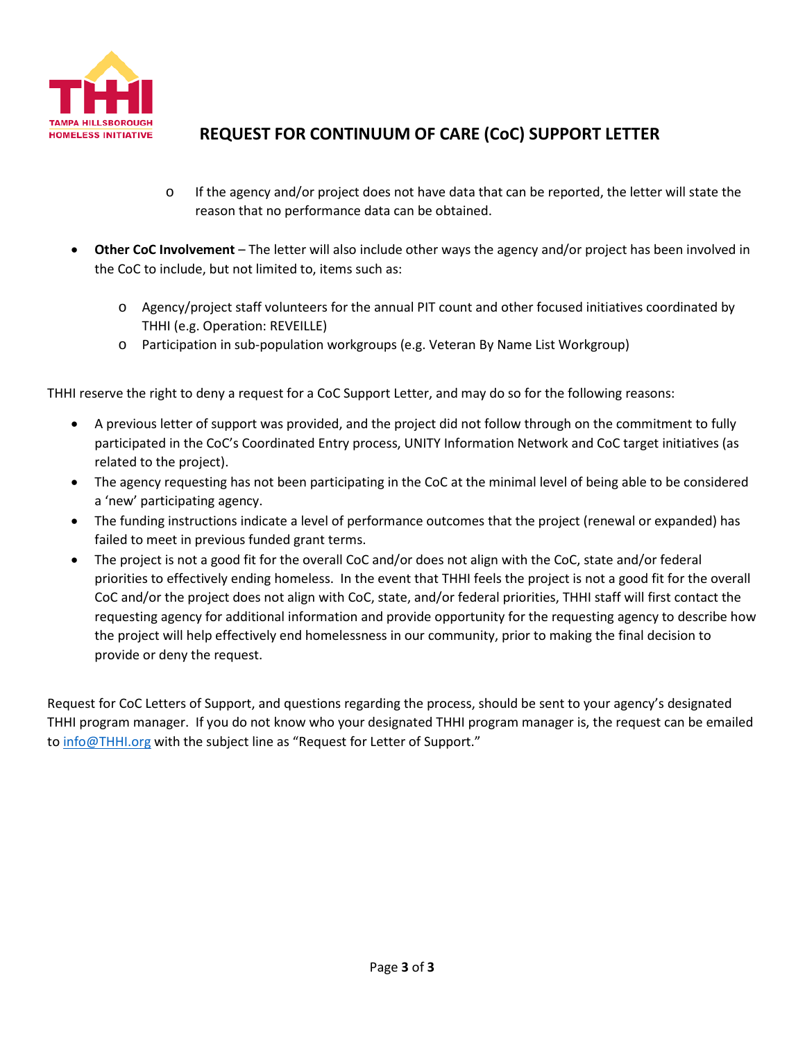# REQUEST FOR CONTINUUM OF CARE (CoC) SUPPORT LETTER

    - If the agency and/or project does not have data that can be reported, the letter will state the reason that no performance data can be obtained.

- **Other CoC Involvement** – The letter will also include other ways the agency and/or project has been involved in the CoC to include, but not limited to, items such as:
    - Agency/project staff volunteers for the annual PIT count and other focused initiatives coordinated by THHI (e.g. Operation: REVEILLE)
    - Participation in sub-population workgroups (e.g. Veteran By Name List Workgroup)

THHI reserve the right to deny a request for a CoC Support Letter, and may do so for the following reasons:

- A previous letter of support was provided, and the project did not follow through on the commitment to fully participated in the CoC's Coordinated Entry process, UNITY Information Network and CoC target initiatives (as related to the project).
- The agency requesting has not been participating in the CoC at the minimal level of being able to be considered a 'new' participating agency.
- The funding instructions indicate a level of performance outcomes that the project (renewal or expanded) has failed to meet in previous funded grant terms.
- The project is not a good fit for the overall CoC and/or does not align with the CoC, state and/or federal priorities to effectively ending homeless. In the event that THHI feels the project is not a good fit for the overall CoC and/or the project does not align with CoC, state, and/or federal priorities, THHI staff will first contact the requesting agency for additional information and provide opportunity for the requesting agency to describe how the project will help effectively end homelessness in our community, prior to making the final decision to provide or deny the request.

Request for CoC Letters of Support, and questions regarding the process, should be sent to your agency's designated THHI program manager. If you do not know who your designated THHI program manager is, the request can be emailed to info@THHI.org with the subject line as "Request for Letter of Support."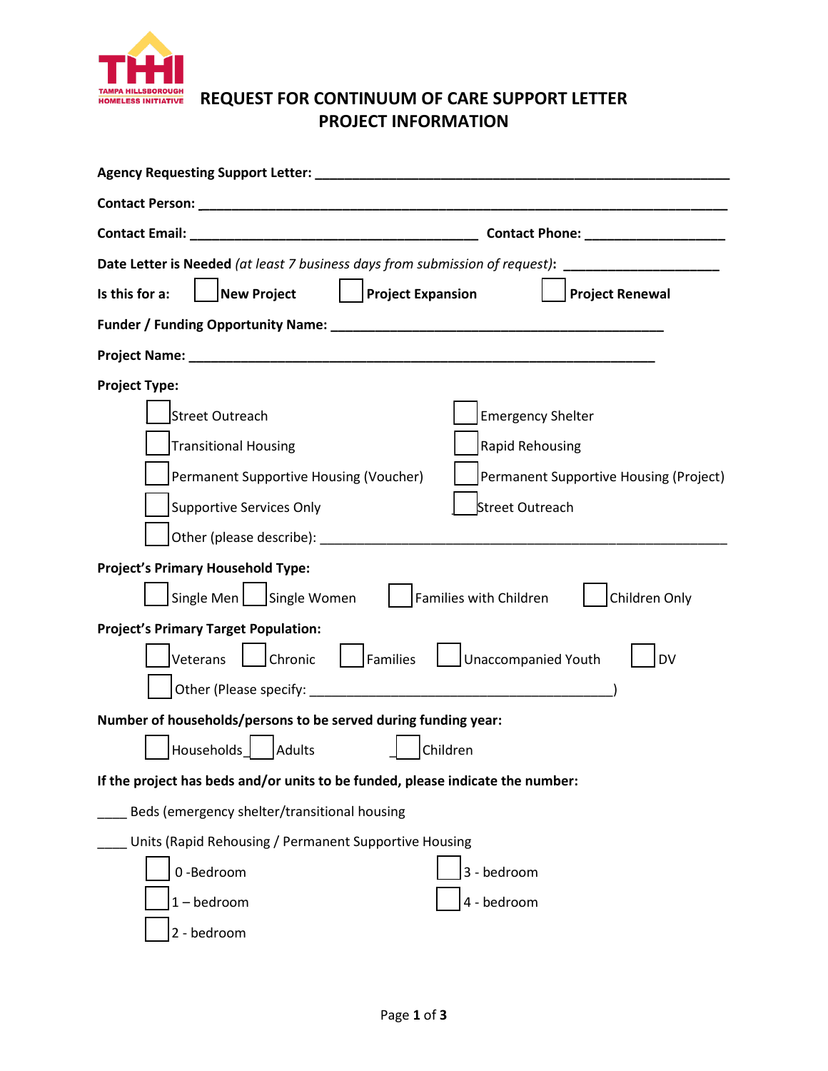# REQUEST FOR CONTINUUM OF CARE SUPPORT LETTER
## PROJECT INFORMATION

**Agency Requesting Support Letter:** ______________________________________________________

**Contact Person:** ______________________________________________________________________

**Contact Email:** ________________________________________ **Contact Phone:** ___________________

**Date Letter is Needed** *(at least 7 business days from submission of request)*: _____________________

**Is this for a:** ☐ **New Project** ☐ **Project Expansion** ☐ **Project Renewal**

**Funder / Funding Opportunity Name:** ______________________________________________

**Project Name:** _______________________________________________________________

**Project Type:**

- ☐ Street Outreach
- ☐ Emergency Shelter
- ☐ Transitional Housing
- ☐ Rapid Rehousing
- ☐ Permanent Supportive Housing (Voucher)
- ☐ Permanent Supportive Housing (Project)
- ☐ Supportive Services Only
- ☐ Street Outreach
- ☐ Other (please describe): ______________________________________________________

**Project's Primary Household Type:**

☐ Single Men ☐ Single Women ☐ Families with Children ☐ Children Only

**Project's Primary Target Population:**

☐ Veterans ☐ Chronic ☐ Families ☐ Unaccompanied Youth ☐ DV

☐ Other (Please specify: ___________________________________________)

**Number of households/persons to be served during funding year:**

☐ Households ☐ Adults ☐ Children

**If the project has beds and/or units to be funded, please indicate the number:**

____ Beds (emergency shelter/transitional housing

____ Units (Rapid Rehousing / Permanent Supportive Housing

- ☐ 0 -Bedroom
- ☐ 3 - bedroom
- ☐ 1 – bedroom
- ☐ 4 - bedroom
- ☐ 2 - bedroom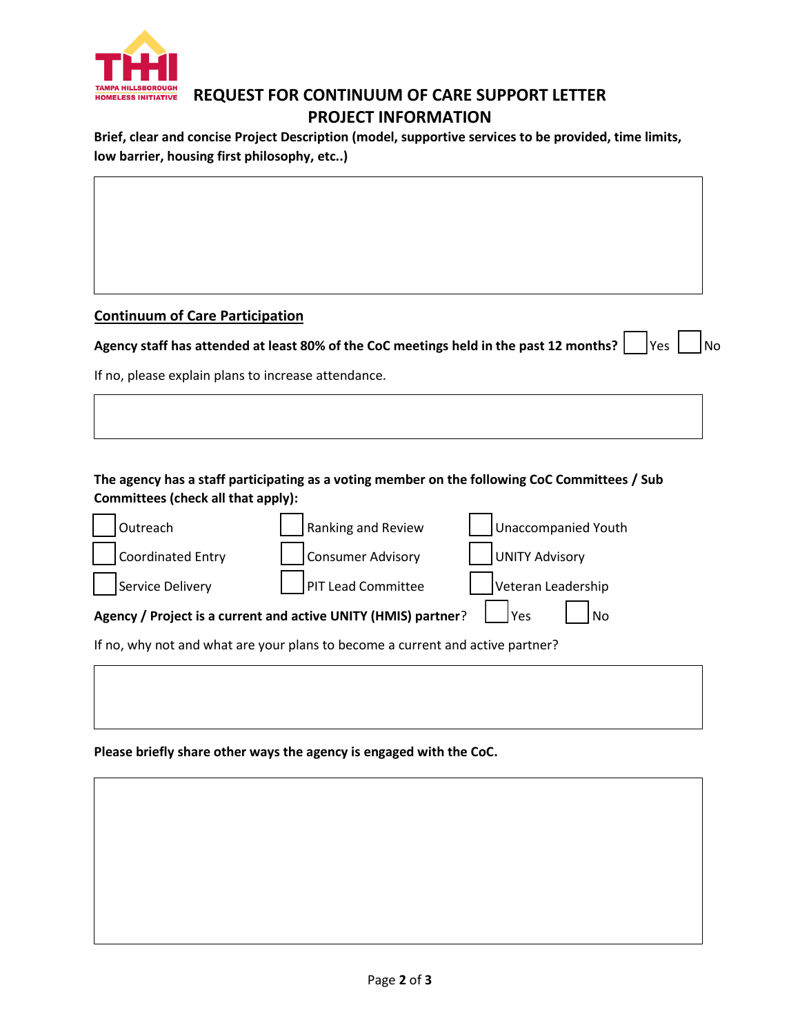# REQUEST FOR CONTINUUM OF CARE SUPPORT LETTER

## PROJECT INFORMATION

**Brief, clear and concise Project Description (model, supportive services to be provided, time limits, low barrier, housing first philosophy, etc..)**

## Continuum of Care Participation

**Agency staff has attended at least 80% of the CoC meetings held in the past 12 months?** ☐ Yes ☐ No

If no, please explain plans to increase attendance.

**The agency has a staff participating as a voting member on the following CoC Committees / Sub Committees (check all that apply):**

| | | |
|---|---|---|
| ☐ Outreach | ☐ Ranking and Review | ☐ Unaccompanied Youth |
| ☐ Coordinated Entry | ☐ Consumer Advisory | ☐ UNITY Advisory |
| ☐ Service Delivery | ☐ PIT Lead Committee | ☐ Veteran Leadership |

**Agency / Project is a current and active UNITY (HMIS) partner**? ☐ Yes ☐ No

If no, why not and what are your plans to become a current and active partner?

**Please briefly share other ways the agency is engaged with the CoC.**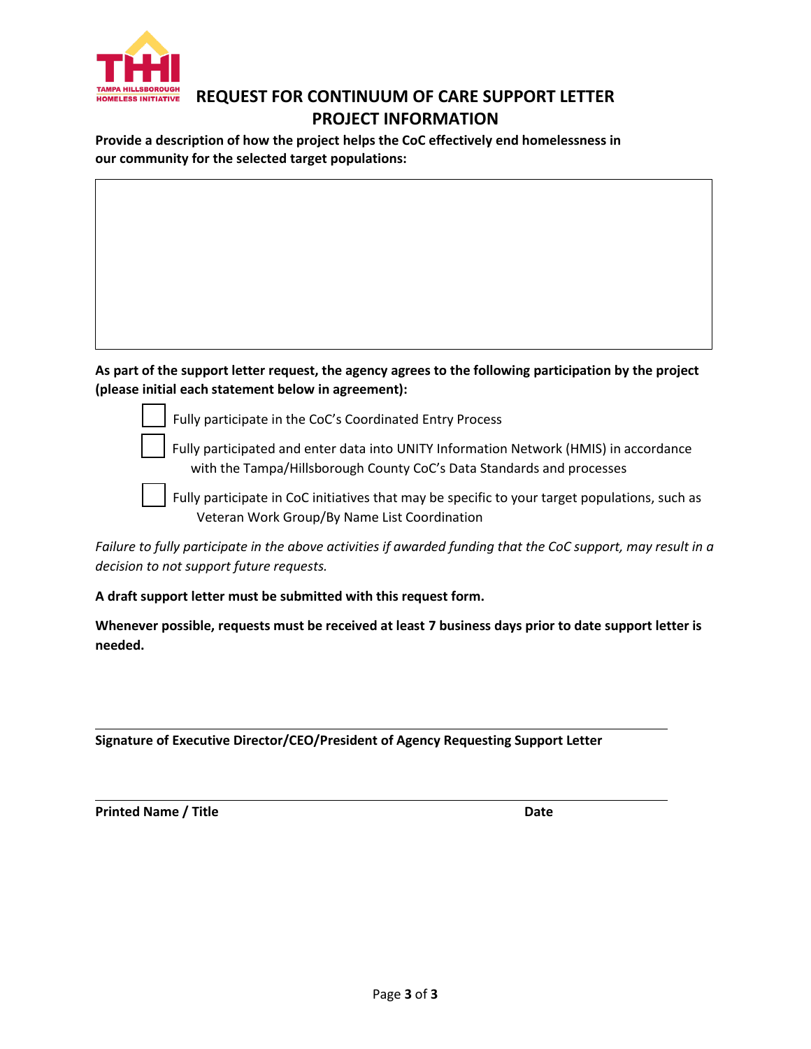TAMPA HILLSBOROUGH HOMELESS INITIATIVE

# REQUEST FOR CONTINUUM OF CARE SUPPORT LETTER
## PROJECT INFORMATION

**Provide a description of how the project helps the CoC effectively end homelessness in our community for the selected target populations:**

| |
|---|
| |

**As part of the support letter request, the agency agrees to the following participation by the project (please initial each statement below in agreement):**

- ☐ Fully participate in the CoC's Coordinated Entry Process
- ☐ Fully participated and enter data into UNITY Information Network (HMIS) in accordance with the Tampa/Hillsborough County CoC's Data Standards and processes
- ☐ Fully participate in CoC initiatives that may be specific to your target populations, such as Veteran Work Group/By Name List Coordination

*Failure to fully participate in the above activities if awarded funding that the CoC support, may result in a decision to not support future requests.*

**A draft support letter must be submitted with this request form.**

**Whenever possible, requests must be received at least 7 business days prior to date support letter is needed.**

\_\_\_\_\_\_\_\_\_\_\_\_\_\_\_\_\_\_\_\_\_\_\_\_\_\_\_\_\_\_\_\_\_\_\_\_\_\_\_\_\_\_\_\_\_\_\_\_\_\_\_\_\_\_\_\_\_\_\_\_\_\_\_\_

**Signature of Executive Director/CEO/President of Agency Requesting Support Letter**

\_\_\_\_\_\_\_\_\_\_\_\_\_\_\_\_\_\_\_\_\_\_\_\_\_\_\_\_\_\_\_\_\_\_\_\_\_\_\_\_\_\_\_\_\_\_\_\_\_\_\_\_\_\_\_\_\_\_\_\_\_\_\_\_

**Printed Name / Title** **Date**